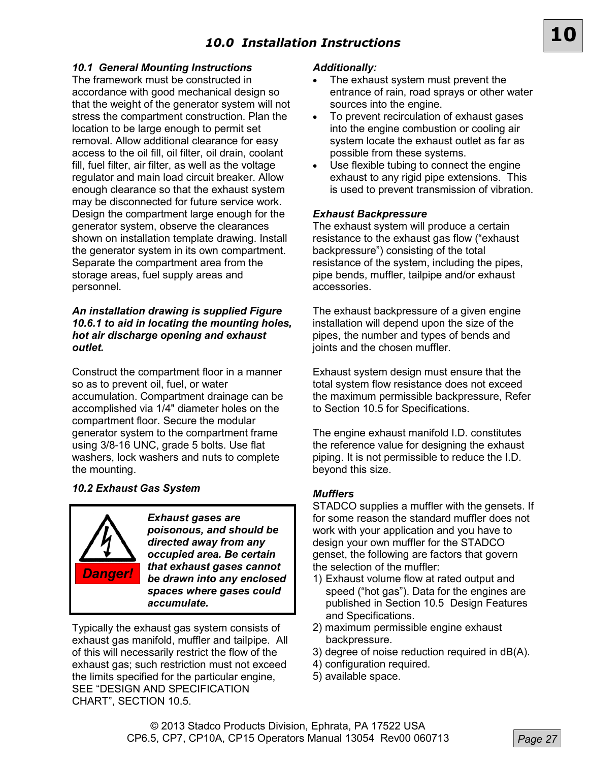# 10.0 Installation Instructions

## *10.1 General Mounting Instructions*

The framework must be constructed in accordance with good mechanical design so that the weight of the generator system will not stress the compartment construction. Plan the location to be large enough to permit set removal. Allow additional clearance for easy access to the oil fill, oil filter, oil drain, coolant fill, fuel filter, air filter, as well as the voltage regulator and main load circuit breaker. Allow enough clearance so that the exhaust system may be disconnected for future service work. Design the compartment large enough for the generator system, observe the clearances shown on installation template drawing. Install the generator system in its own compartment. Separate the compartment area from the storage areas, fuel supply areas and personnel.

***An installation drawing is supplied Figure 10.6.1 to aid in locating the mounting holes, hot air discharge opening and exhaust outlet.***

Construct the compartment floor in a manner so as to prevent oil, fuel, or water accumulation. Compartment drainage can be accomplished via 1/4" diameter holes on the compartment floor. Secure the modular generator system to the compartment frame using 3/8-16 UNC, grade 5 bolts. Use flat washers, lock washers and nuts to complete the mounting.

## *10.2 Exhaust Gas System*

**Danger!**

***Exhaust gases are poisonous, and should be directed away from any occupied area. Be certain that exhaust gases cannot be drawn into any enclosed spaces where gases could accumulate.***

Typically the exhaust gas system consists of exhaust gas manifold, muffler and tailpipe. All of this will necessarily restrict the flow of the exhaust gas; such restriction must not exceed the limits specified for the particular engine, SEE “DESIGN AND SPECIFICATION CHART”, SECTION 10.5.

***Additionally:***

- The exhaust system must prevent the entrance of rain, road sprays or other water sources into the engine.
- To prevent recirculation of exhaust gases into the engine combustion or cooling air system locate the exhaust outlet as far as possible from these systems.
- Use flexible tubing to connect the engine exhaust to any rigid pipe extensions. This is used to prevent transmission of vibration.

### *Exhaust Backpressure*

The exhaust system will produce a certain resistance to the exhaust gas flow (“exhaust backpressure”) consisting of the total resistance of the system, including the pipes, pipe bends, muffler, tailpipe and/or exhaust accessories.

The exhaust backpressure of a given engine installation will depend upon the size of the pipes, the number and types of bends and joints and the chosen muffler.

Exhaust system design must ensure that the total system flow resistance does not exceed the maximum permissible backpressure, Refer to Section 10.5 for Specifications.

The engine exhaust manifold I.D. constitutes the reference value for designing the exhaust piping. It is not permissible to reduce the I.D. beyond this size.

### *Mufflers*

STADCO supplies a muffler with the gensets. If for some reason the standard muffler does not work with your application and you have to design your own muffler for the STADCO genset, the following are factors that govern the selection of the muffler:

1) Exhaust volume flow at rated output and speed (“hot gas”). Data for the engines are published in Section 10.5 Design Features and Specifications.
2) maximum permissible engine exhaust backpressure.
3) degree of noise reduction required in dB(A).
4) configuration required.
5) available space.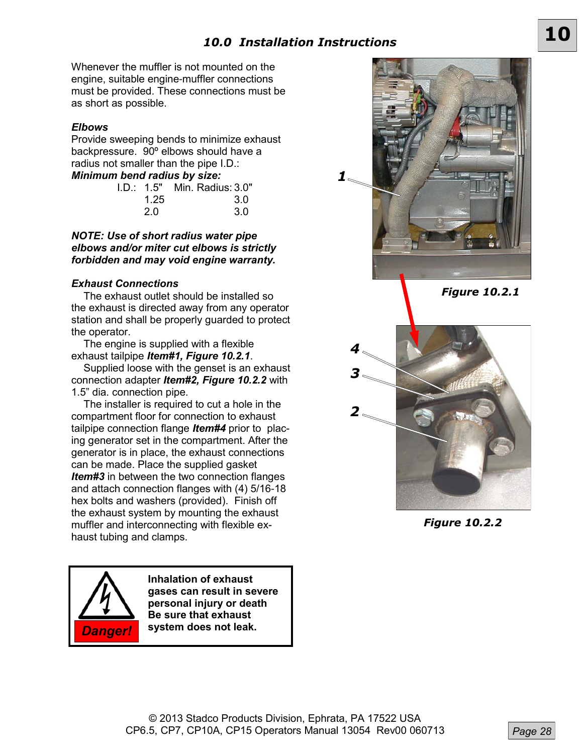## 10.0 Installation Instructions

Whenever the muffler is not mounted on the engine, suitable engine-muffler connections must be provided. These connections must be as short as possible.

### Elbows

Provide sweeping bends to minimize exhaust backpressure. 90º elbows should have a radius not smaller than the pipe I.D.:

***Minimum bend radius by size:***

| I.D.: | Min. Radius: |
|---|---|
| 1.5" | 3.0" |
| 1.25 | 3.0 |
| 2.0 | 3.0 |

***NOTE: Use of short radius water pipe elbows and/or miter cut elbows is strictly forbidden and may void engine warranty.***

### Exhaust Connections

The exhaust outlet should be installed so the exhaust is directed away from any operator station and shall be properly guarded to protect the operator.

The engine is supplied with a flexible exhaust tailpipe ***Item#1, Figure 10.2.1***.

Supplied loose with the genset is an exhaust connection adapter ***Item#2, Figure 10.2.2*** with 1.5" dia. connection pipe.

The installer is required to cut a hole in the compartment floor for connection to exhaust tailpipe connection flange ***Item#4*** prior to placing generator set in the compartment. After the generator is in place, the exhaust connections can be made. Place the supplied gasket ***Item#3*** in between the two connection flanges and attach connection flanges with (4) 5/16-18 hex bolts and washers (provided). Finish off the exhaust system by mounting the exhaust muffler and interconnecting with flexible exhaust tubing and clamps.

***Figure 10.2.1***

***Figure 10.2.2***

**Danger!**

**Inhalation of exhaust gases can result in severe personal injury or death Be sure that exhaust system does not leak.**

© 2013 Stadco Products Division, Ephrata, PA 17522 USA
CP6.5, CP7, CP10A, CP15 Operators Manual 13054 Rev00 060713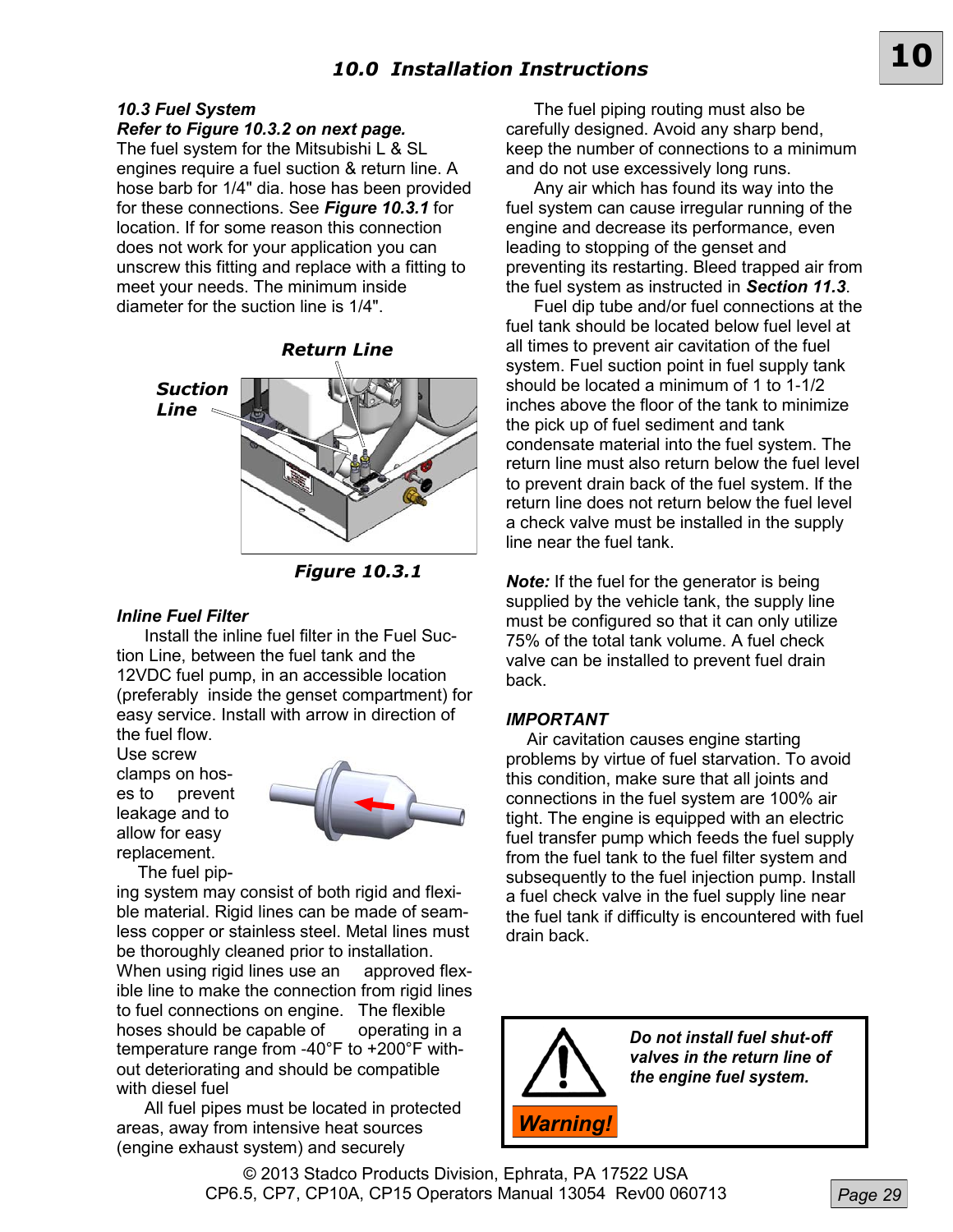## 10.0 Installation Instructions

### 10.3 Fuel System

***Refer to Figure 10.3.2 on next page.***

The fuel system for the Mitsubishi L & SL engines require a fuel suction & return line. A hose barb for 1/4" dia. hose has been provided for these connections. See ***Figure 10.3.1*** for location. If for some reason this connection does not work for your application you can unscrew this fitting and replace with a fitting to meet your needs. The minimum inside diameter for the suction line is 1/4".

***Return Line***

***Suction Line***

***Figure 10.3.1***

#### *Inline Fuel Filter*

Install the inline fuel filter in the Fuel Suction Line, between the fuel tank and the 12VDC fuel pump, in an accessible location (preferably inside the genset compartment) for easy service. Install with arrow in direction of the fuel flow.

Use screw clamps on hoses to prevent leakage and to allow for easy replacement.

The fuel piping system may consist of both rigid and flexible material. Rigid lines can be made of seamless copper or stainless steel. Metal lines must be thoroughly cleaned prior to installation. When using rigid lines use an approved flexible line to make the connection from rigid lines to fuel connections on engine. The flexible hoses should be capable of operating in a temperature range from -40°F to +200°F without deteriorating and should be compatible with diesel fuel

All fuel pipes must be located in protected areas, away from intensive heat sources (engine exhaust system) and securely

The fuel piping routing must also be carefully designed. Avoid any sharp bend, keep the number of connections to a minimum and do not use excessively long runs.

Any air which has found its way into the fuel system can cause irregular running of the engine and decrease its performance, even leading to stopping of the genset and preventing its restarting. Bleed trapped air from the fuel system as instructed in ***Section 11.3***.

Fuel dip tube and/or fuel connections at the fuel tank should be located below fuel level at all times to prevent air cavitation of the fuel system. Fuel suction point in fuel supply tank should be located a minimum of 1 to 1-1/2 inches above the floor of the tank to minimize the pick up of fuel sediment and tank condensate material into the fuel system. The return line must also return below the fuel level to prevent drain back of the fuel system. If the return line does not return below the fuel level a check valve must be installed in the supply line near the fuel tank.

***Note:*** If the fuel for the generator is being supplied by the vehicle tank, the supply line must be configured so that it can only utilize 75% of the total tank volume. A fuel check valve can be installed to prevent fuel drain back.

***IMPORTANT***

Air cavitation causes engine starting problems by virtue of fuel starvation. To avoid this condition, make sure that all joints and connections in the fuel system are 100% air tight. The engine is equipped with an electric fuel transfer pump which feeds the fuel supply from the fuel tank to the fuel filter system and subsequently to the fuel injection pump. Install a fuel check valve in the fuel supply line near the fuel tank if difficulty is encountered with fuel drain back.

> **Warning!**
>
> ***Do not install fuel shut-off valves in the return line of the engine fuel system.***

© 2013 Stadco Products Division, Ephrata, PA 17522 USA
CP6.5, CP7, CP10A, CP15 Operators Manual 13054 Rev00 060713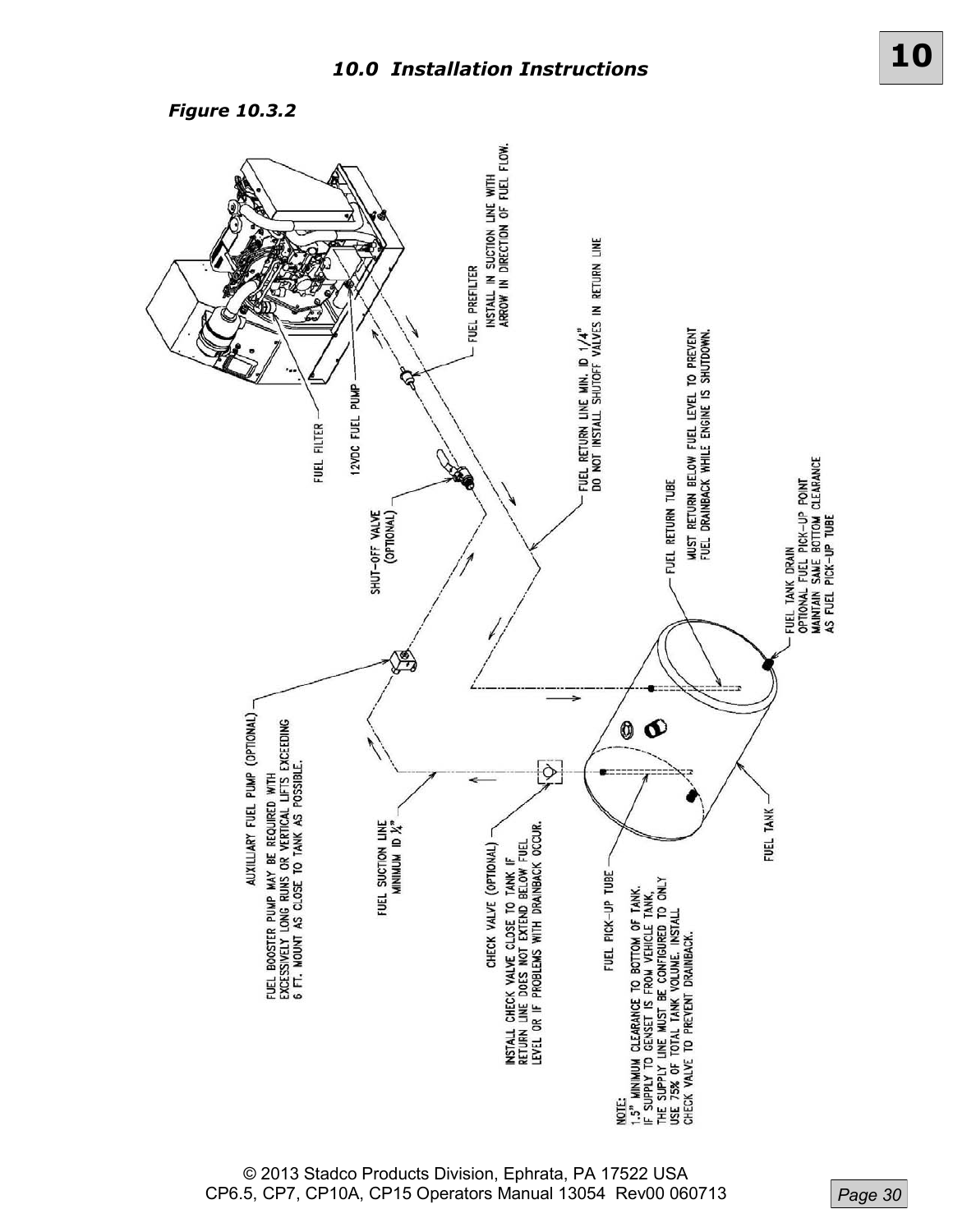## 10.0 Installation Instructions

*Figure 10.3.2*

FUEL FILTER

12VDC FUEL PUMP

FUEL PREFILTER
INSTALL IN SUCTION LINE WITH ARROW IN DIRECTION OF FUEL FLOW.

SHUT-OFF VALVE (OPTIONAL)

FUEL RETURN LINE MIN. ID 1/4"
DO NOT INSTALL SHUTOFF VALVES IN RETURN LINE

FUEL RETURN TUBE
MUST RETURN BELOW FUEL LEVEL TO PREVENT FUEL DRAINBACK WHILE ENGINE IS SHUTDOWN.

AUXILLIARY FUEL PUMP (OPTIONAL)
FUEL BOOSTER PUMP MAY BE REQUIRED WITH EXCESSIVELY LONG RUNS OR VERTICAL LIFTS EXCEEDING 6 FT. MOUNT AS CLOSE TO TANK AS POSSIBLE.

FUEL SUCTION LINE
MINIMUM ID ¼"

CHECK VALVE (OPTIONAL)
INSTALL CHECK VALVE CLOSE TO TANK IF RETURN LINE DOES NOT EXTEND BELOW FUEL LEVEL OR IF PROBLEMS WITH DRAINBACK OCCUR.

FUEL PICK-UP TUBE

FUEL TANK DRAIN
OPTIONAL FUEL PICK-UP POINT
MAINTAIN SAME BOTTOM CLEARANCE AS FUEL PICK-UP TUBE

FUEL TANK

NOTE:
1.5" MINIMUM CLEARANCE TO BOTTOM OF TANK.
IF SUPPLY TO GENSET IS FROM VEHICLE TANK, THE SUPPLY LINE MUST BE CONFIGURED TO ONLY USE 75% OF TOTAL TANK VOLUME. INSTALL CHECK VALVE TO PREVENT DRAINBACK.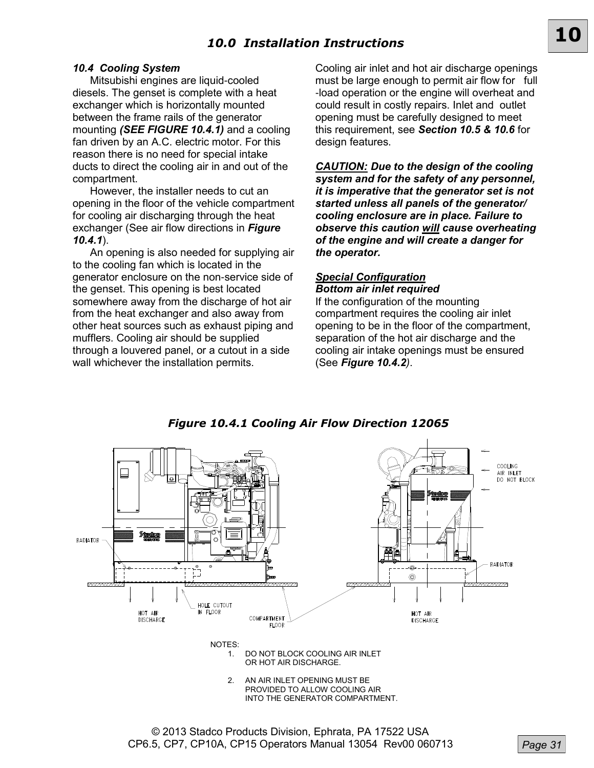# 10.0 Installation Instructions

### 10.4 Cooling System

Mitsubishi engines are liquid-cooled diesels. The genset is complete with a heat exchanger which is horizontally mounted between the frame rails of the generator mounting ***(SEE FIGURE 10.4.1)*** and a cooling fan driven by an A.C. electric motor. For this reason there is no need for special intake ducts to direct the cooling air in and out of the compartment.

However, the installer needs to cut an opening in the floor of the vehicle compartment for cooling air discharging through the heat exchanger (See air flow directions in ***Figure 10.4.1***).

An opening is also needed for supplying air to the cooling fan which is located in the generator enclosure on the non-service side of the genset. This opening is best located somewhere away from the discharge of hot air from the heat exchanger and also away from other heat sources such as exhaust piping and mufflers. Cooling air should be supplied through a louvered panel, or a cutout in a side wall whichever the installation permits.

Cooling air inlet and hot air discharge openings must be large enough to permit air flow for full -load operation or the engine will overheat and could result in costly repairs. Inlet and outlet opening must be carefully designed to meet this requirement, see ***Section 10.5 & 10.6*** for design features.

***CAUTION: Due to the design of the cooling system and for the safety of any personnel, it is imperative that the generator set is not started unless all panels of the generator/ cooling enclosure are in place. Failure to observe this caution will cause overheating of the engine and will create a danger for the operator.***

***Special Configuration***
***Bottom air inlet required***
If the configuration of the mounting compartment requires the cooling air inlet opening to be in the floor of the compartment, separation of the hot air discharge and the cooling air intake openings must be ensured (See ***Figure 10.4.2***).

***Figure 10.4.1 Cooling Air Flow Direction 12065***

NOTES:
1. DO NOT BLOCK COOLING AIR INLET OR HOT AIR DISCHARGE.
2. AN AIR INLET OPENING MUST BE PROVIDED TO ALLOW COOLING AIR INTO THE GENERATOR COMPARTMENT.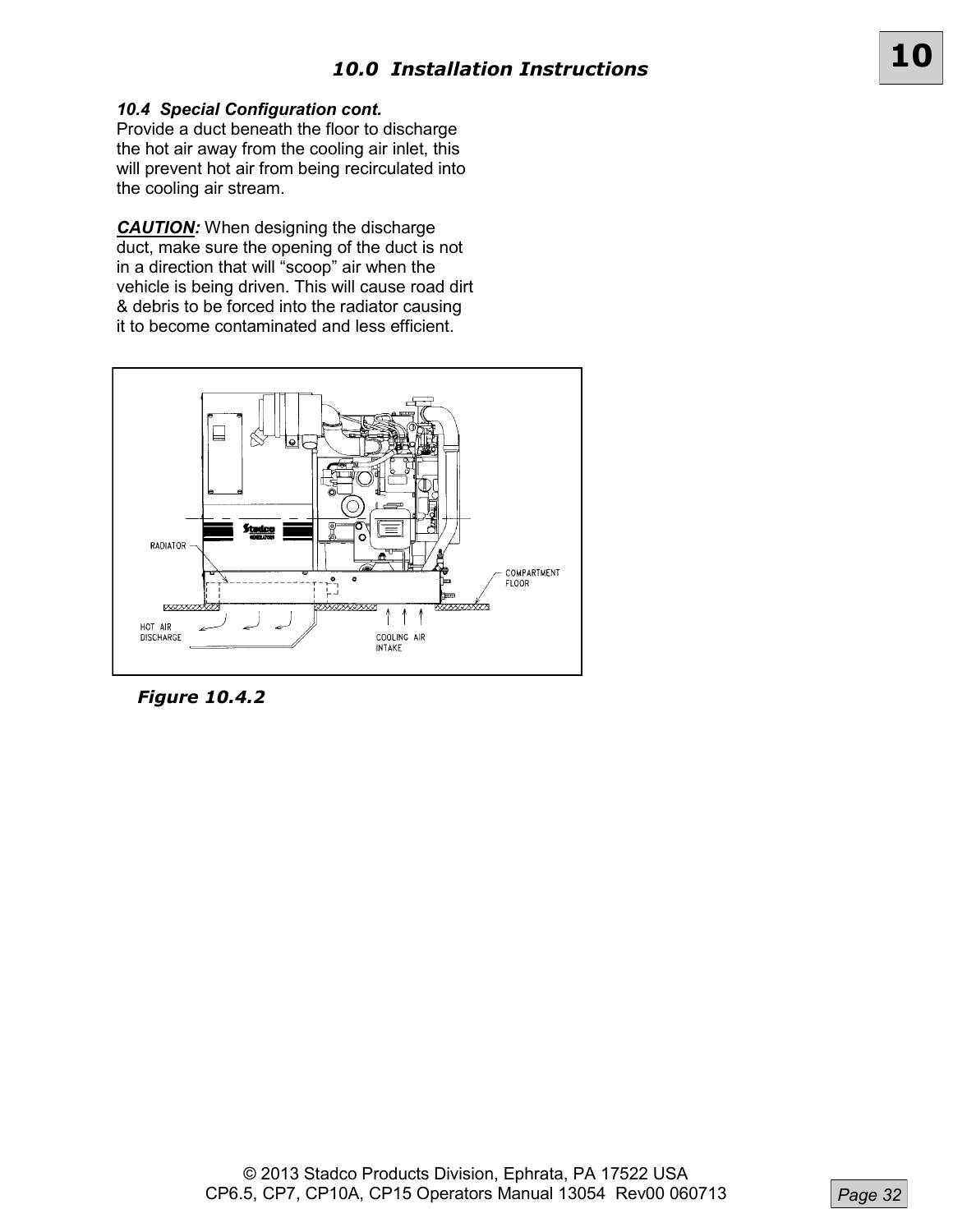## 10.0 Installation Instructions

### *10.4 Special Configuration cont.*

Provide a duct beneath the floor to discharge the hot air away from the cooling air inlet, this will prevent hot air from being recirculated into the cooling air stream.

***CAUTION:*** When designing the discharge duct, make sure the opening of the duct is not in a direction that will "scoop" air when the vehicle is being driven. This will cause road dirt & debris to be forced into the radiator causing it to become contaminated and less efficient.

***Figure 10.4.2***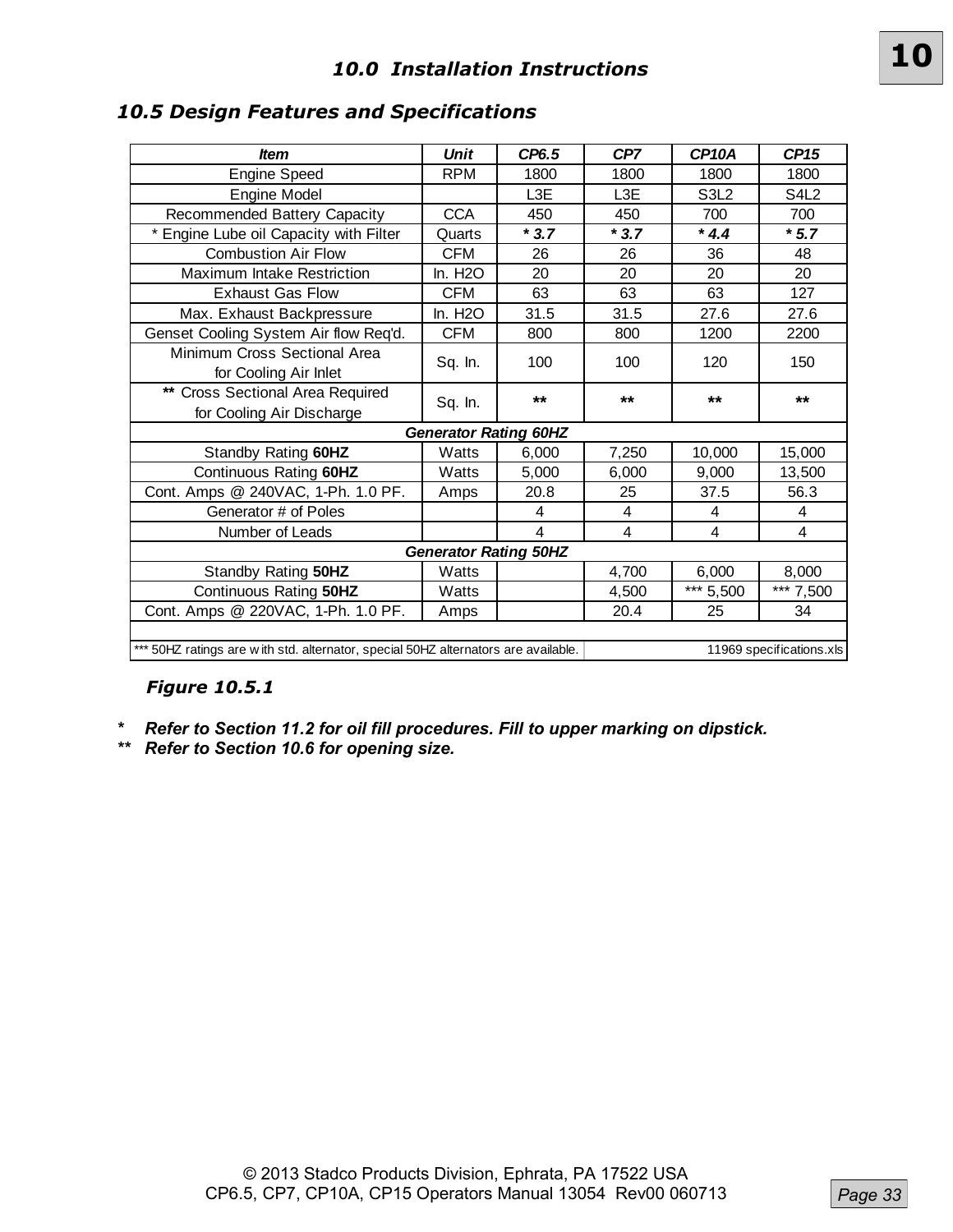# 10.0 Installation Instructions

## 10.5 Design Features and Specifications

| Item | Unit | CP6.5 | CP7 | CP10A | CP15 |
|---|---|---|---|---|---|
| Engine Speed | RPM | 1800 | 1800 | 1800 | 1800 |
| Engine Model | | L3E | L3E | S3L2 | S4L2 |
| Recommended Battery Capacity | CCA | 450 | 450 | 700 | 700 |
| * Engine Lube oil Capacity with Filter | Quarts | *** 3.7*** | *** 3.7*** | *** 4.4*** | *** 5.7*** |
| Combustion Air Flow | CFM | 26 | 26 | 36 | 48 |
| Maximum Intake Restriction | In. H2O | 20 | 20 | 20 | 20 |
| Exhaust Gas Flow | CFM | 63 | 63 | 63 | 127 |
| Max. Exhaust Backpressure | In. H2O | 31.5 | 31.5 | 27.6 | 27.6 |
| Genset Cooling System Air flow Req'd. | CFM | 800 | 800 | 1200 | 2200 |
| Minimum Cross Sectional Area for Cooling Air Inlet | Sq. In. | 100 | 100 | 120 | 150 |
| **\*\*** Cross Sectional Area Required for Cooling Air Discharge | Sq. In. | **\*\*** | **\*\*** | **\*\*** | **\*\*** |
| ***Generator Rating 60HZ*** | | | | | |
| Standby Rating **60HZ** | Watts | 6,000 | 7,250 | 10,000 | 15,000 |
| Continuous Rating **60HZ** | Watts | 5,000 | 6,000 | 9,000 | 13,500 |
| Cont. Amps @ 240VAC, 1-Ph. 1.0 PF. | Amps | 20.8 | 25 | 37.5 | 56.3 |
| Generator # of Poles | | 4 | 4 | 4 | 4 |
| Number of Leads | | 4 | 4 | 4 | 4 |
| ***Generator Rating 50HZ*** | | | | | |
| Standby Rating **50HZ** | Watts | | 4,700 | 6,000 | 8,000 |
| Continuous Rating **50HZ** | Watts | | 4,500 | *** 5,500 | *** 7,500 |
| Cont. Amps @ 220VAC, 1-Ph. 1.0 PF. | Amps | | 20.4 | 25 | 34 |
| *** 50HZ ratings are with std. alternator, special 50HZ alternators are available. | | | 11969 specifications.xls | | |

***Figure 10.5.1***

***\*  Refer to Section 11.2 for oil fill procedures. Fill to upper marking on dipstick.***

***\*\*  Refer to Section 10.6 for opening size.***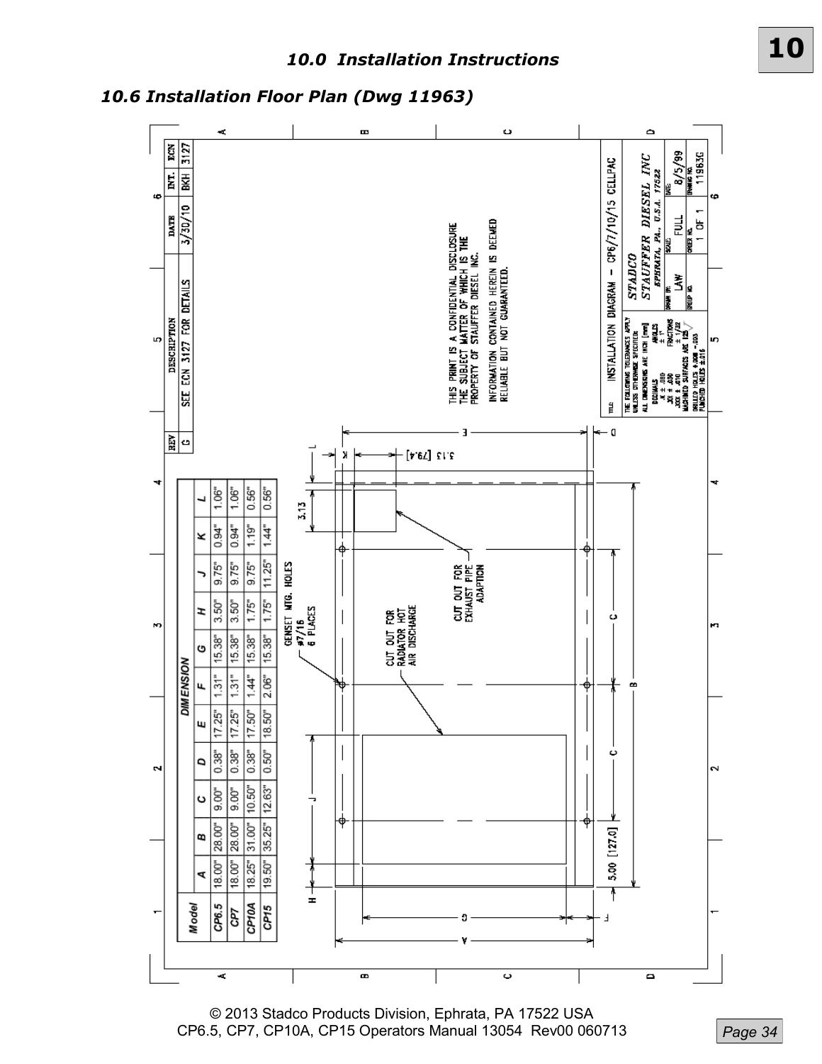# 10.0 Installation Instructions

## 10.6 Installation Floor Plan (Dwg 11963)

| REV | DESCRIPTION | DATE | INT. | ECN |
|---|---|---|---|---|
| G | SEE ECN 3127 FOR DETAILS | 3/30/10 | BKH | 3127 |

| Model | A | B | C | D | E | F | G | H | J | K | L |
|---|---|---|---|---|---|---|---|---|---|---|---|
| CP6.5 | 18.00" | 28.00" | 9.00" | 0.38" | 17.25" | 1.31" | 15.38" | 3.50" | 9.75" | 0.94" | 1.06" |
| CP7 | 18.00" | 28.00" | 9.00" | 0.38" | 17.25" | 1.31" | 15.38" | 3.50" | 9.75" | 0.94" | 1.06" |
| CP10A | 18.25" | 31.00" | 10.50" | 0.38" | 17.50" | 1.44" | 15.38" | 1.75" | 9.75" | 1.19" | 0.56" |
| CP15 | 19.50" | 35.25" | 12.63" | 0.50" | 18.50" | 2.06" | 15.38" | 1.75" | 11.25" | 1.44" | 0.56" |

GENSET MTG. HOLES #7/16 6 PLACES

CUT OUT FOR RADIATOR HOT AIR DISCHARGE

CUT OUT FOR EXHAUST PIPE ADAPTION

3.13

3.13 [79.4]

5.00 [127.0]

THIS PRINT IS A CONFIDENTIAL DISCLOSURE THE SUBJECT MATTER OF WHICH IS THE PROPERTY OF STAUFFER DIESEL INC.

INFORMATION CONTAINED HEREIN IS DEEMED RELIABLE BUT NOT GUARANTEED.

TITLE: INSTALLATION DIAGRAM – CP6/7/10/15 CELLPAC

THE FOLLOWING TOLERANCES APPLY UNLESS OTHERWISE SPECIFIED: ALL DIMENSIONS ARE INCH [mm]
DECIMALS: .X ± .060, .XX ± .030, .XXX ± .010
ANGLES ± 1°
FRACTIONS ± 1/32
MACHINED SURFACES ARE 125
DRILLED HOLES +.XXX –.003
PUNCHED HOLES ±.016

STADCO
STAUFFER DIESEL INC
EPHRATA, PA., U.S.A. 17522

| DRAWN BY: | SCALE: | DATE: |
|---|---|---|
| LAW | FULL | 8/5/99 |

| GROUP NO. | ORDER NO. | DRAWING NO. |
|---|---|---|
| | 1 OF 1 | 11963G |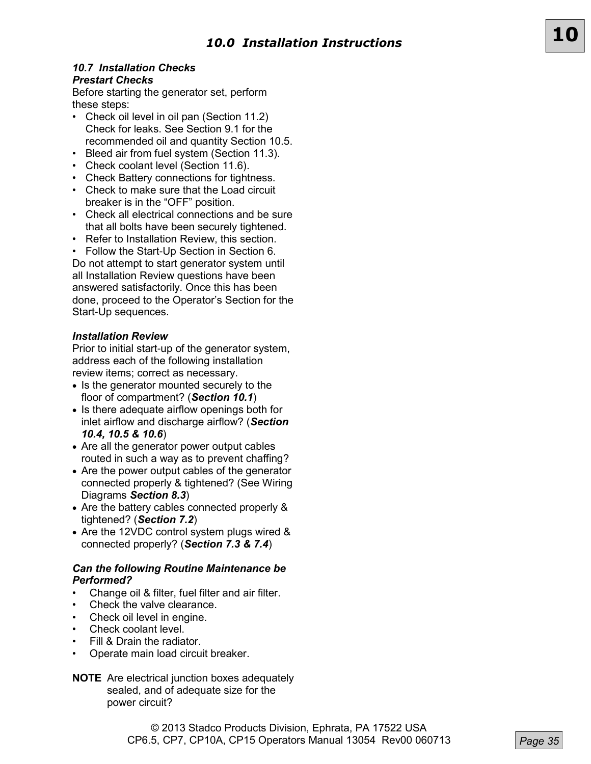## 10.0 Installation Instructions

### *10.7 Installation Checks*

***Prestart Checks***

Before starting the generator set, perform these steps:

- Check oil level in oil pan (Section 11.2) Check for leaks. See Section 9.1 for the recommended oil and quantity Section 10.5.
- Bleed air from fuel system (Section 11.3).
- Check coolant level (Section 11.6).
- Check Battery connections for tightness.
- Check to make sure that the Load circuit breaker is in the "OFF" position.
- Check all electrical connections and be sure that all bolts have been securely tightened.
- Refer to Installation Review, this section.
- Follow the Start-Up Section in Section 6.

Do not attempt to start generator system until all Installation Review questions have been answered satisfactorily. Once this has been done, proceed to the Operator's Section for the Start-Up sequences.

***Installation Review***

Prior to initial start-up of the generator system, address each of the following installation review items; correct as necessary.

- Is the generator mounted securely to the floor of compartment? (***Section 10.1***)
- Is there adequate airflow openings both for inlet airflow and discharge airflow? (***Section 10.4, 10.5 & 10.6***)
- Are all the generator power output cables routed in such a way as to prevent chaffing?
- Are the power output cables of the generator connected properly & tightened? (See Wiring Diagrams ***Section 8.3***)
- Are the battery cables connected properly & tightened? (***Section 7.2***)
- Are the 12VDC control system plugs wired & connected properly? (***Section 7.3 & 7.4***)

***Can the following Routine Maintenance be Performed?***

- Change oil & filter, fuel filter and air filter.
- Check the valve clearance.
- Check oil level in engine.
- Check coolant level.
- Fill & Drain the radiator.
- Operate main load circuit breaker.

**NOTE** Are electrical junction boxes adequately sealed, and of adequate size for the power circuit?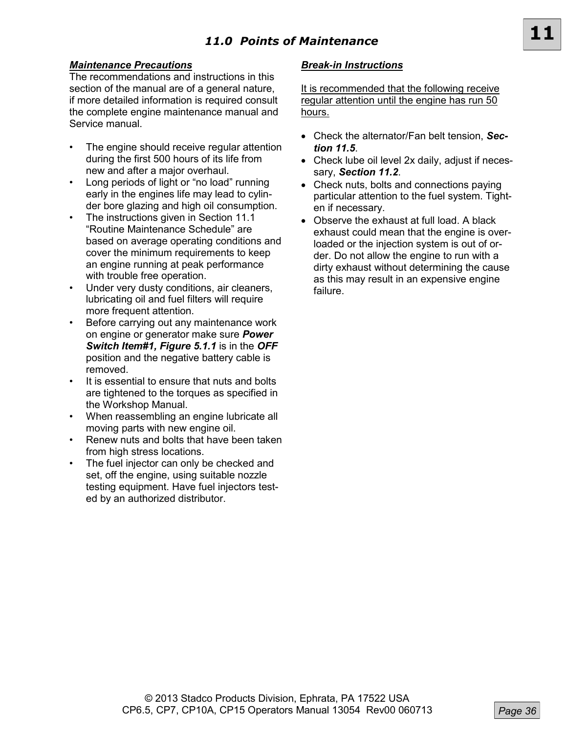# 11.0 Points of Maintenance

## *Maintenance Precautions*

The recommendations and instructions in this section of the manual are of a general nature, if more detailed information is required consult the complete engine maintenance manual and Service manual.

- The engine should receive regular attention during the first 500 hours of its life from new and after a major overhaul.
- Long periods of light or "no load" running early in the engines life may lead to cylinder bore glazing and high oil consumption.
- The instructions given in Section 11.1 "Routine Maintenance Schedule" are based on average operating conditions and cover the minimum requirements to keep an engine running at peak performance with trouble free operation.
- Under very dusty conditions, air cleaners, lubricating oil and fuel filters will require more frequent attention.
- Before carrying out any maintenance work on engine or generator make sure ***Power Switch Item#1, Figure 5.1.1*** is in the ***OFF*** position and the negative battery cable is removed.
- It is essential to ensure that nuts and bolts are tightened to the torques as specified in the Workshop Manual.
- When reassembling an engine lubricate all moving parts with new engine oil.
- Renew nuts and bolts that have been taken from high stress locations.
- The fuel injector can only be checked and set, off the engine, using suitable nozzle testing equipment. Have fuel injectors tested by an authorized distributor.

## *Break-in Instructions*

It is recommended that the following receive regular attention until the engine has run 50 hours.

- Check the alternator/Fan belt tension, ***Section 11.5***.
- Check lube oil level 2x daily, adjust if necessary, ***Section 11.2***.
- Check nuts, bolts and connections paying particular attention to the fuel system. Tighten if necessary.
- Observe the exhaust at full load. A black exhaust could mean that the engine is overloaded or the injection system is out of order. Do not allow the engine to run with a dirty exhaust without determining the cause as this may result in an expensive engine failure.